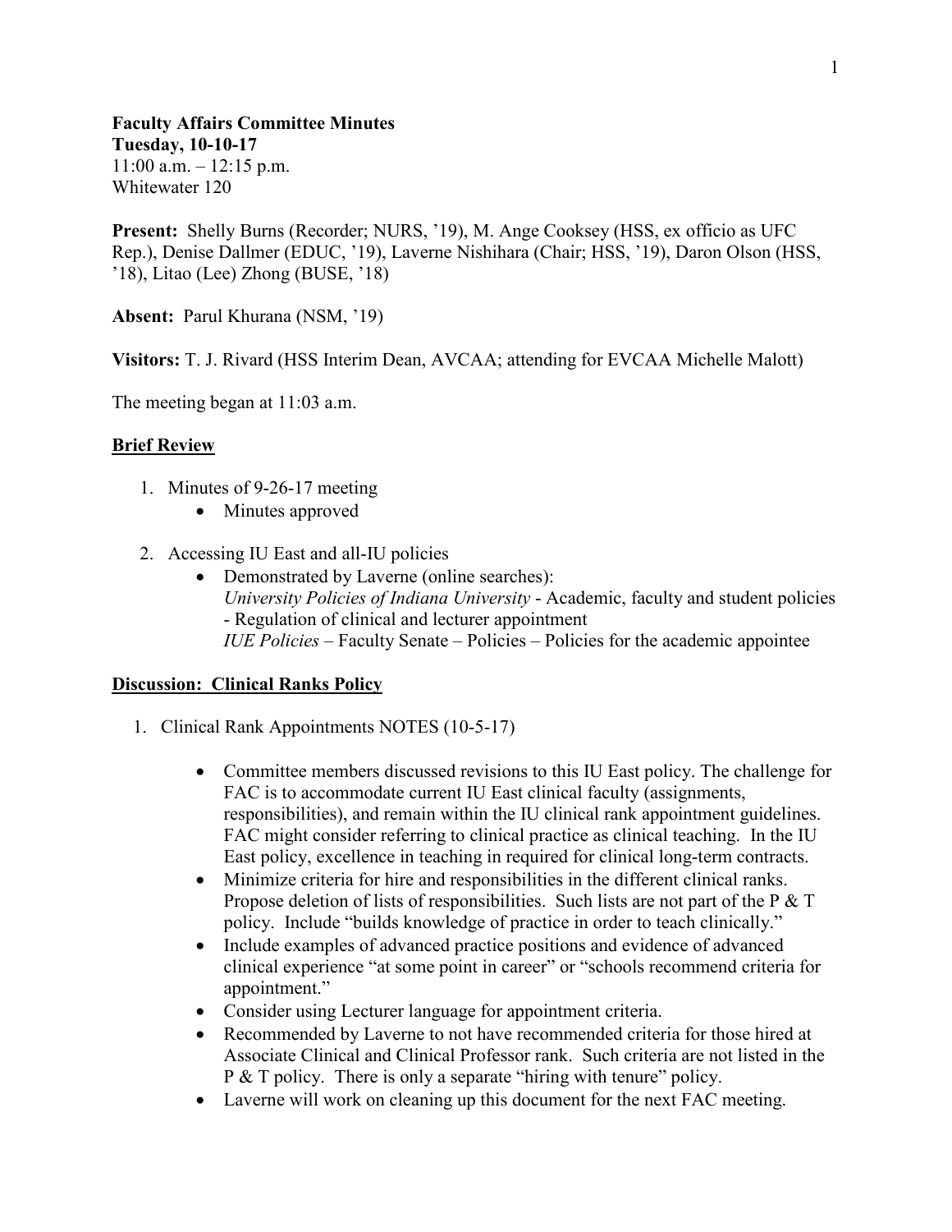**Faculty Affairs Committee Minutes**
**Tuesday, 10-10-17**
11:00 a.m. – 12:15 p.m.
Whitewater 120

**Present:** Shelly Burns (Recorder; NURS, '19), M. Ange Cooksey (HSS, ex officio as UFC Rep.), Denise Dallmer (EDUC, '19), Laverne Nishihara (Chair; HSS, '19), Daron Olson (HSS, '18), Litao (Lee) Zhong (BUSE, '18)

**Absent:** Parul Khurana (NSM, '19)

**Visitors:** T. J. Rivard (HSS Interim Dean, AVCAA; attending for EVCAA Michelle Malott)

The meeting began at 11:03 a.m.

## Brief Review

1. Minutes of 9-26-17 meeting
   - Minutes approved
2. Accessing IU East and all-IU policies
   - Demonstrated by Laverne (online searches):
     *University Policies of Indiana University* - Academic, faculty and student policies - Regulation of clinical and lecturer appointment
     *IUE Policies* – Faculty Senate – Policies – Policies for the academic appointee

## Discussion: Clinical Ranks Policy

1. Clinical Rank Appointments NOTES (10-5-17)
   - Committee members discussed revisions to this IU East policy. The challenge for FAC is to accommodate current IU East clinical faculty (assignments, responsibilities), and remain within the IU clinical rank appointment guidelines. FAC might consider referring to clinical practice as clinical teaching. In the IU East policy, excellence in teaching in required for clinical long-term contracts.
   - Minimize criteria for hire and responsibilities in the different clinical ranks. Propose deletion of lists of responsibilities. Such lists are not part of the P & T policy. Include "builds knowledge of practice in order to teach clinically."
   - Include examples of advanced practice positions and evidence of advanced clinical experience "at some point in career" or "schools recommend criteria for appointment."
   - Consider using Lecturer language for appointment criteria.
   - Recommended by Laverne to not have recommended criteria for those hired at Associate Clinical and Clinical Professor rank. Such criteria are not listed in the P & T policy. There is only a separate "hiring with tenure" policy.
   - Laverne will work on cleaning up this document for the next FAC meeting.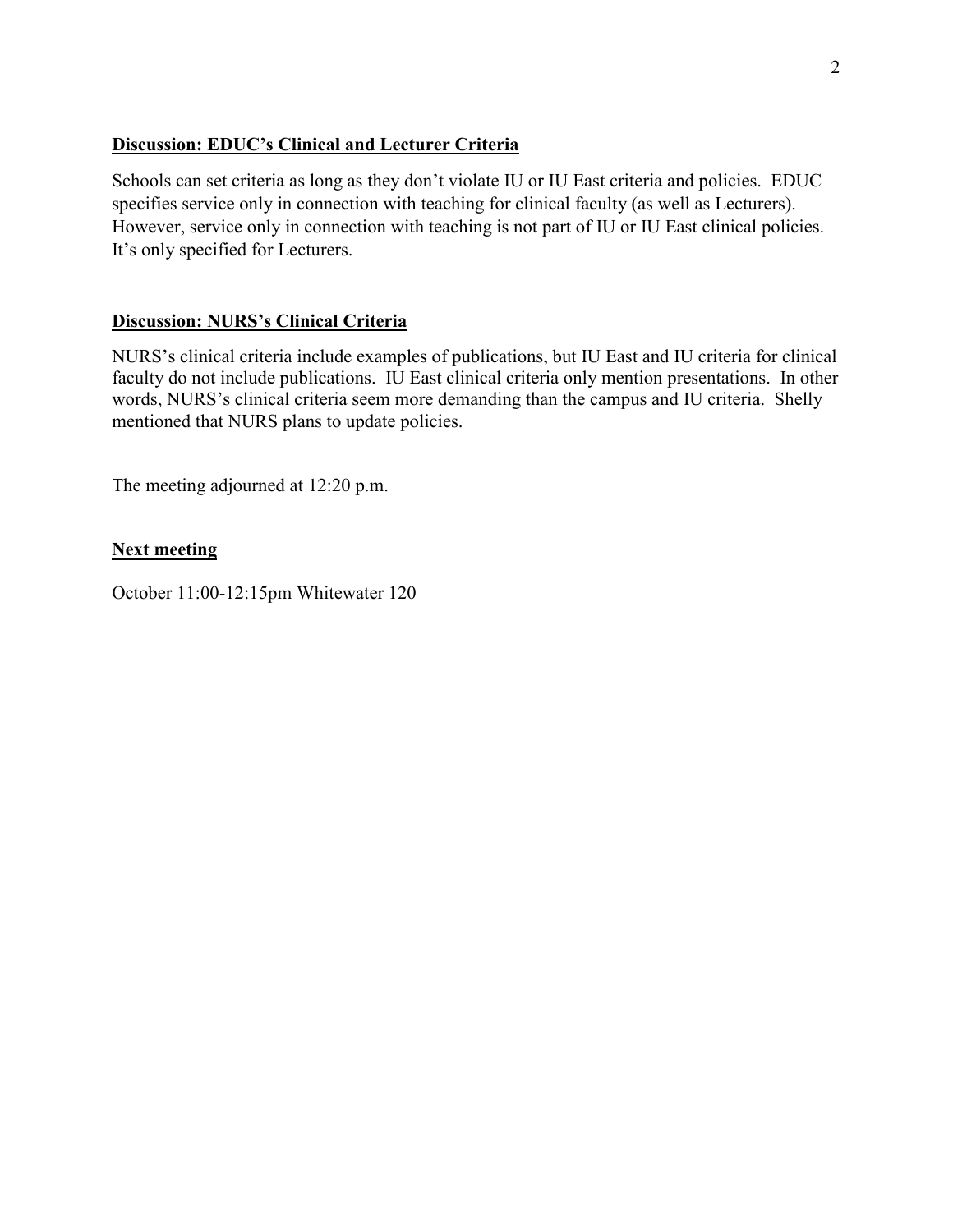**Discussion: EDUC's Clinical and Lecturer Criteria**

Schools can set criteria as long as they don't violate IU or IU East criteria and policies. EDUC specifies service only in connection with teaching for clinical faculty (as well as Lecturers). However, service only in connection with teaching is not part of IU or IU East clinical policies. It's only specified for Lecturers.

**Discussion: NURS's Clinical Criteria**

NURS's clinical criteria include examples of publications, but IU East and IU criteria for clinical faculty do not include publications. IU East clinical criteria only mention presentations. In other words, NURS's clinical criteria seem more demanding than the campus and IU criteria. Shelly mentioned that NURS plans to update policies.

The meeting adjourned at 12:20 p.m.

**Next meeting**

October 11:00-12:15pm Whitewater 120